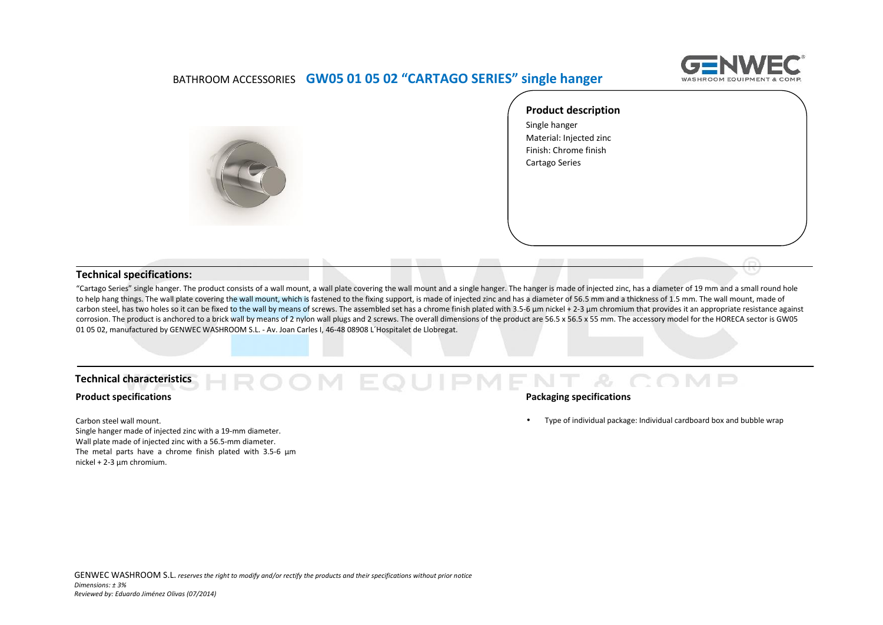# BATHROOM ACCESSORIES **GW05 01 05 02 "CARTAGO SERIES" single hanger**

## Product description

Single hanger
Material: Injected zinc
Finish: Chrome finish
Cartago Series

## Technical specifications:

"Cartago Series" single hanger. The product consists of a wall mount, a wall plate covering the wall mount and a single hanger. The hanger is made of injected zinc, has a diameter of 19 mm and a small round hole to help hang things. The wall plate covering the wall mount, which is fastened to the fixing support, is made of injected zinc and has a diameter of 56.5 mm and a thickness of 1.5 mm. The wall mount, made of carbon steel, has two holes so it can be fixed to the wall by means of screws. The assembled set has a chrome finish plated with 3.5-6 µm nickel + 2-3 µm chromium that provides it an appropriate resistance against corrosion. The product is anchored to a brick wall by means of 2 nylon wall plugs and 2 screws. The overall dimensions of the product are 56.5 x 56.5 x 55 mm. The accessory model for the HORECA sector is GW05 01 05 02, manufactured by GENWEC WASHROOM S.L. - Av. Joan Carles I, 46-48 08908 L´Hospitalet de Llobregat.

## Technical characteristics

### Product specifications

Carbon steel wall mount.
Single hanger made of injected zinc with a 19-mm diameter.
Wall plate made of injected zinc with a 56.5-mm diameter.
The metal parts have a chrome finish plated with 3.5-6 µm nickel + 2-3 µm chromium.

### Packaging specifications

- Type of individual package: Individual cardboard box and bubble wrap

GENWEC WASHROOM S.L. *reserves the right to modify and/or rectify the products and their specifications without prior notice*
*Dimensions: ± 3%*
*Reviewed by: Eduardo Jiménez Olivas (07/2014)*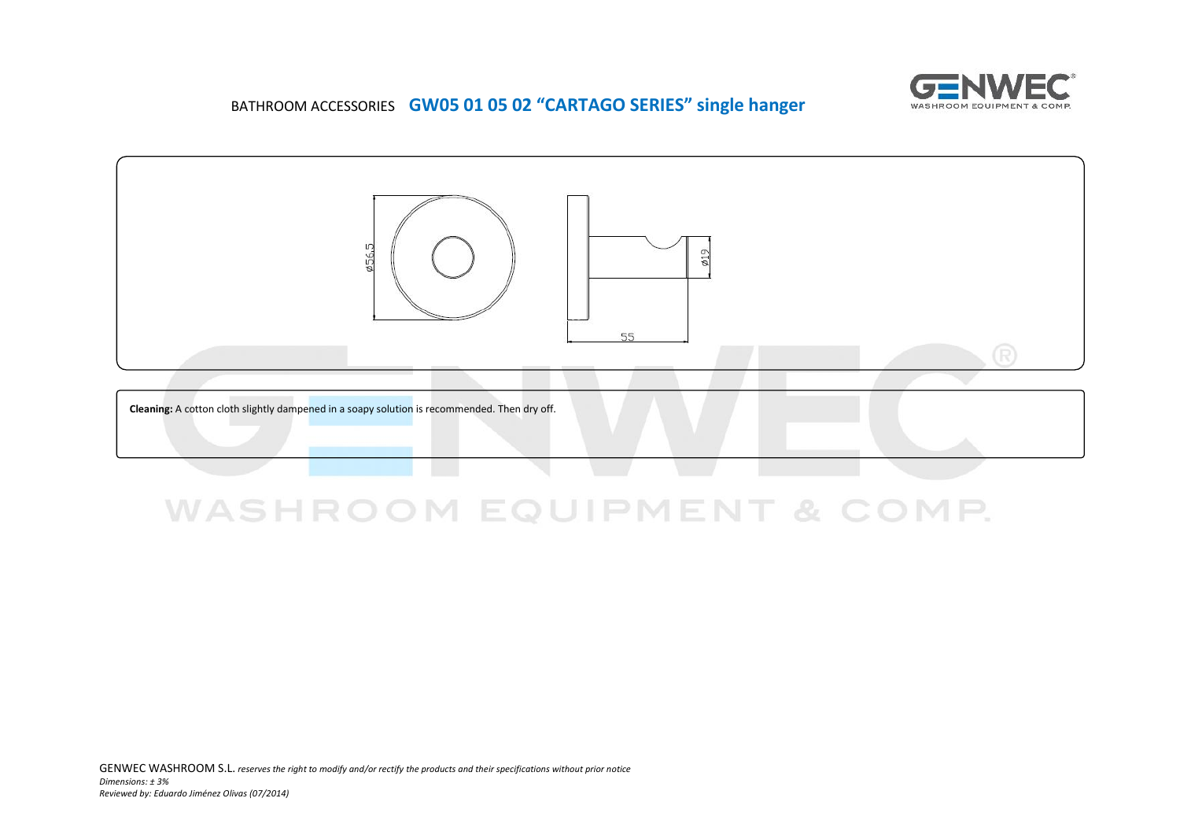BATHROOM ACCESSORIES **GW05 01 05 02 "CARTAGO SERIES" single hanger**

ø56,5

ø19

55

**Cleaning:** A cotton cloth slightly dampened in a soapy solution is recommended. Then dry off.

GENWEC WASHROOM S.L. *reserves the right to modify and/or rectify the products and their specifications without prior notice*

*Dimensions: ± 3%*

*Reviewed by: Eduardo Jiménez Olivas (07/2014)*